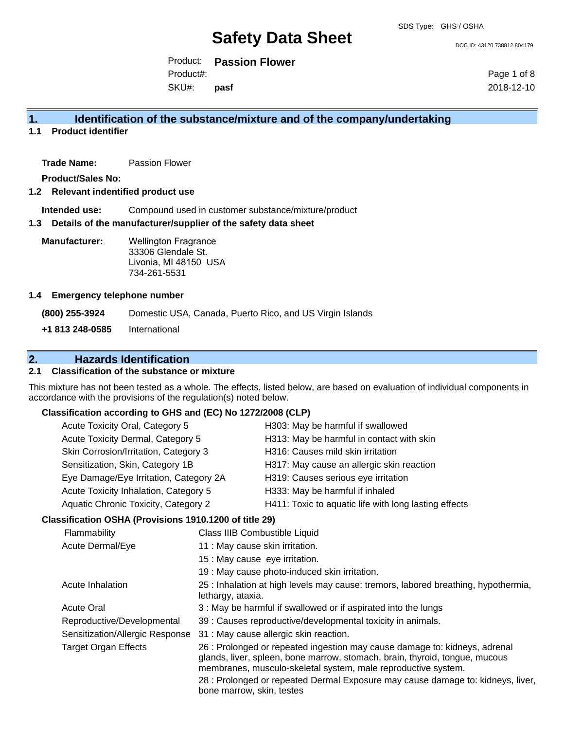SDS Type: GHS / OSHA

# Safety Data Sheet

DOC ID: 43120.738812.804179

Product: **Passion Flower**
Product#:
SKU#: **pasf**

2018-12-10

## 1. Identification of the substance/mixture and of the company/undertaking

### 1.1 Product identifier

**Trade Name:** Passion Flower

**Product/Sales No:**

### 1.2 Relevant indentified product use

**Intended use:** Compound used in customer substance/mixture/product

### 1.3 Details of the manufacturer/supplier of the safety data sheet

**Manufacturer:** Wellington Fragrance
33306 Glendale St.
Livonia, MI 48150 USA
734-261-5531

### 1.4 Emergency telephone number

**(800) 255-3924** Domestic USA, Canada, Puerto Rico, and US Virgin Islands

**+1 813 248-0585** International

## 2. Hazards Identification

### 2.1 Classification of the substance or mixture

This mixture has not been tested as a whole. The effects, listed below, are based on evaluation of individual components in accordance with the provisions of the regulation(s) noted below.

**Classification according to GHS and (EC) No 1272/2008 (CLP)**

| | |
|---|---|
| Acute Toxicity Oral, Category 5 | H303: May be harmful if swallowed |
| Acute Toxicity Dermal, Category 5 | H313: May be harmful in contact with skin |
| Skin Corrosion/Irritation, Category 3 | H316: Causes mild skin irritation |
| Sensitization, Skin, Category 1B | H317: May cause an allergic skin reaction |
| Eye Damage/Eye Irritation, Category 2A | H319: Causes serious eye irritation |
| Acute Toxicity Inhalation, Category 5 | H333: May be harmful if inhaled |
| Aquatic Chronic Toxicity, Category 2 | H411: Toxic to aquatic life with long lasting effects |

**Classification OSHA (Provisions 1910.1200 of title 29)**

| | |
|---|---|
| Flammability | Class IIIB Combustible Liquid |
| Acute Dermal/Eye | 11 : May cause skin irritation. |
| | 15 : May cause eye irritation. |
| | 19 : May cause photo-induced skin irritation. |
| Acute Inhalation | 25 : Inhalation at high levels may cause: tremors, labored breathing, hypothermia, lethargy, ataxia. |
| Acute Oral | 3 : May be harmful if swallowed or if aspirated into the lungs |
| Reproductive/Developmental | 39 : Causes reproductive/developmental toxicity in animals. |
| Sensitization/Allergic Response | 31 : May cause allergic skin reaction. |
| Target Organ Effects | 26 : Prolonged or repeated ingestion may cause damage to: kidneys, adrenal glands, liver, spleen, bone marrow, stomach, brain, thyroid, tongue, mucous membranes, musculo-skeletal system, male reproductive system. |
| | 28 : Prolonged or repeated Dermal Exposure may cause damage to: kidneys, liver, bone marrow, skin, testes |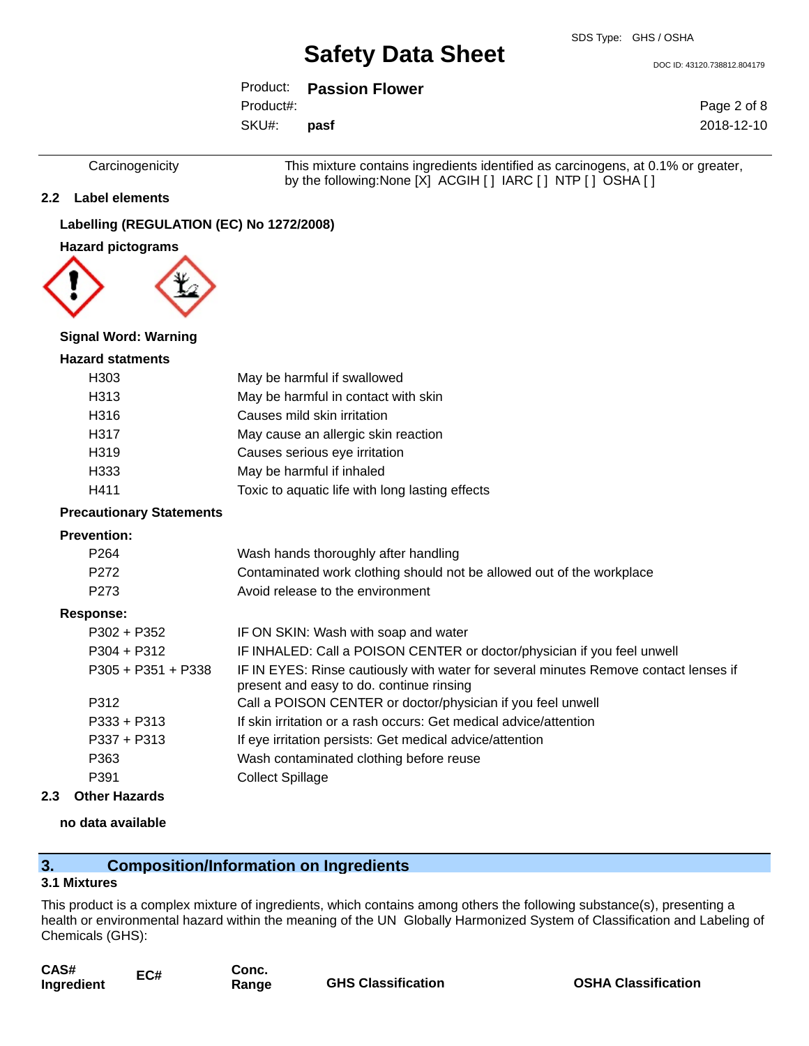| | |
|---|---|
| Carcinogenicity | This mixture contains ingredients identified as carcinogens, at 0.1% or greater, by the following:None [X] ACGIH [ ] IARC [ ] NTP [ ] OSHA [ ] |

### 2.2 Label elements

**Labelling (REGULATION (EC) No 1272/2008)**

**Hazard pictograms**

**Signal Word: Warning**

**Hazard statments**

| | |
|---|---|
| H303 | May be harmful if swallowed |
| H313 | May be harmful in contact with skin |
| H316 | Causes mild skin irritation |
| H317 | May cause an allergic skin reaction |
| H319 | Causes serious eye irritation |
| H333 | May be harmful if inhaled |
| H411 | Toxic to aquatic life with long lasting effects |

**Precautionary Statements**

**Prevention:**

| | |
|---|---|
| P264 | Wash hands thoroughly after handling |
| P272 | Contaminated work clothing should not be allowed out of the workplace |
| P273 | Avoid release to the environment |

**Response:**

| | |
|---|---|
| P302 + P352 | IF ON SKIN: Wash with soap and water |
| P304 + P312 | IF INHALED: Call a POISON CENTER or doctor/physician if you feel unwell |
| P305 + P351 + P338 | IF IN EYES: Rinse cautiously with water for several minutes Remove contact lenses if present and easy to do. continue rinsing |
| P312 | Call a POISON CENTER or doctor/physician if you feel unwell |
| P333 + P313 | If skin irritation or a rash occurs: Get medical advice/attention |
| P337 + P313 | If eye irritation persists: Get medical advice/attention |
| P363 | Wash contaminated clothing before reuse |
| P391 | Collect Spillage |

### 2.3 Other Hazards

**no data available**

## 3. Composition/Information on Ingredients

### 3.1 Mixtures

This product is a complex mixture of ingredients, which contains among others the following substance(s), presenting a health or environmental hazard within the meaning of the UN Globally Harmonized System of Classification and Labeling of Chemicals (GHS):

| CAS# Ingredient | EC# | Conc. Range | GHS Classification | OSHA Classification |
|---|---|---|---|---|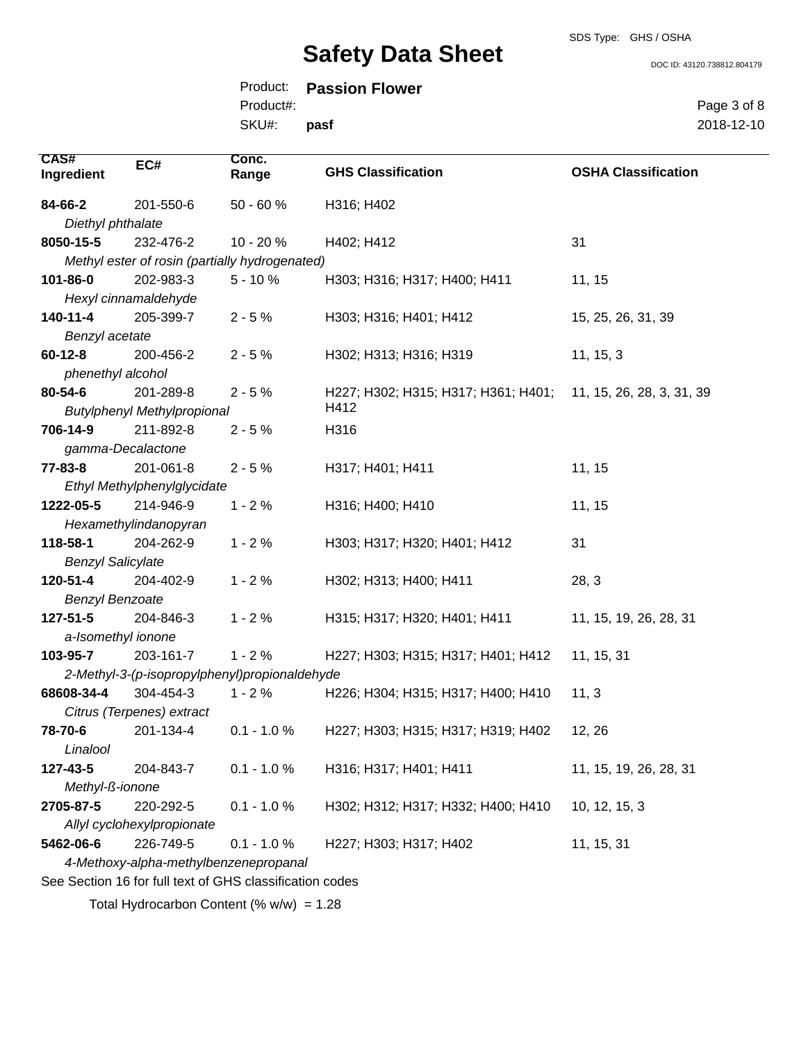| CAS# Ingredient | EC# | Conc. Range | GHS Classification | OSHA Classification |
|---|---|---|---|---|
| **84-66-2** *Diethyl phthalate* | 201-550-6 | 50 - 60 % | H316; H402 | |
| **8050-15-5** *Methyl ester of rosin (partially hydrogenated)* | 232-476-2 | 10 - 20 % | H402; H412 | 31 |
| **101-86-0** *Hexyl cinnamaldehyde* | 202-983-3 | 5 - 10 % | H303; H316; H317; H400; H411 | 11, 15 |
| **140-11-4** *Benzyl acetate* | 205-399-7 | 2 - 5 % | H303; H316; H401; H412 | 15, 25, 26, 31, 39 |
| **60-12-8** *phenethyl alcohol* | 200-456-2 | 2 - 5 % | H302; H313; H316; H319 | 11, 15, 3 |
| **80-54-6** *Butylphenyl Methylpropional* | 201-289-8 | 2 - 5 % | H227; H302; H315; H317; H361; H401; H412 | 11, 15, 26, 28, 3, 31, 39 |
| **706-14-9** *gamma-Decalactone* | 211-892-8 | 2 - 5 % | H316 | |
| **77-83-8** *Ethyl Methylphenylglycidate* | 201-061-8 | 2 - 5 % | H317; H401; H411 | 11, 15 |
| **1222-05-5** *Hexamethylindanopyran* | 214-946-9 | 1 - 2 % | H316; H400; H410 | 11, 15 |
| **118-58-1** *Benzyl Salicylate* | 204-262-9 | 1 - 2 % | H303; H317; H320; H401; H412 | 31 |
| **120-51-4** *Benzyl Benzoate* | 204-402-9 | 1 - 2 % | H302; H313; H400; H411 | 28, 3 |
| **127-51-5** *a-Isomethyl ionone* | 204-846-3 | 1 - 2 % | H315; H317; H320; H401; H411 | 11, 15, 19, 26, 28, 31 |
| **103-95-7** *2-Methyl-3-(p-isopropylphenyl)propionaldehyde* | 203-161-7 | 1 - 2 % | H227; H303; H315; H317; H401; H412 | 11, 15, 31 |
| **68608-34-4** *Citrus (Terpenes) extract* | 304-454-3 | 1 - 2 % | H226; H304; H315; H317; H400; H410 | 11, 3 |
| **78-70-6** *Linalool* | 201-134-4 | 0.1 - 1.0 % | H227; H303; H315; H317; H319; H402 | 12, 26 |
| **127-43-5** *Methyl-ß-ionone* | 204-843-7 | 0.1 - 1.0 % | H316; H317; H401; H411 | 11, 15, 19, 26, 28, 31 |
| **2705-87-5** *Allyl cyclohexylpropionate* | 220-292-5 | 0.1 - 1.0 % | H302; H312; H317; H332; H400; H410 | 10, 12, 15, 3 |
| **5462-06-6** *4-Methoxy-alpha-methylbenzenepropanal* | 226-749-5 | 0.1 - 1.0 % | H227; H303; H317; H402 | 11, 15, 31 |

See Section 16 for full text of GHS classification codes

Total Hydrocarbon Content (% w/w) = 1.28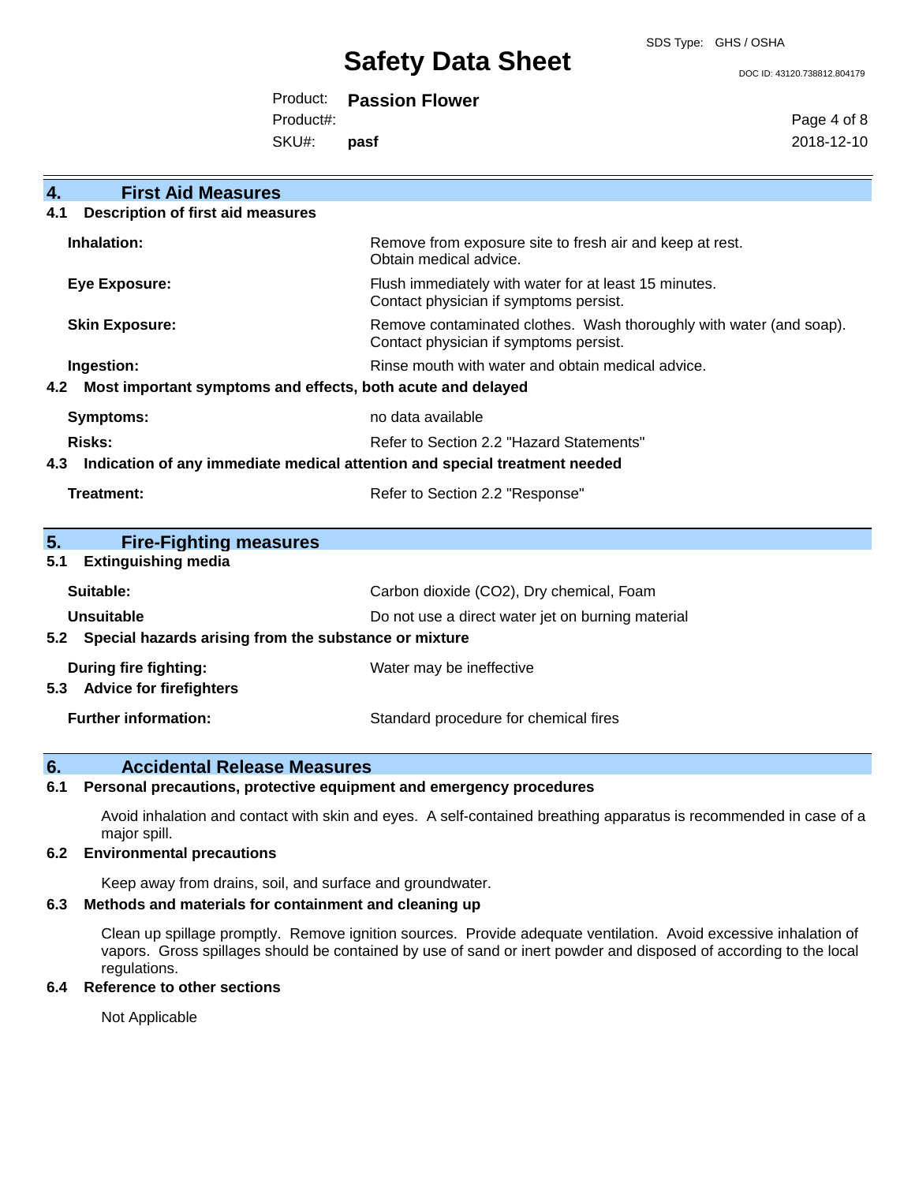## 4. First Aid Measures

### 4.1 Description of first aid measures

| | |
|---|---|
| **Inhalation:** | Remove from exposure site to fresh air and keep at rest. Obtain medical advice. |
| **Eye Exposure:** | Flush immediately with water for at least 15 minutes. Contact physician if symptoms persist. |
| **Skin Exposure:** | Remove contaminated clothes. Wash thoroughly with water (and soap). Contact physician if symptoms persist. |
| **Ingestion:** | Rinse mouth with water and obtain medical advice. |

### 4.2 Most important symptoms and effects, both acute and delayed

| | |
|---|---|
| **Symptoms:** | no data available |
| **Risks:** | Refer to Section 2.2 "Hazard Statements" |

### 4.3 Indication of any immediate medical attention and special treatment needed

| | |
|---|---|
| **Treatment:** | Refer to Section 2.2 "Response" |

## 5. Fire-Fighting measures

### 5.1 Extinguishing media

| | |
|---|---|
| **Suitable:** | Carbon dioxide ($CO_2$), Dry chemical, Foam |
| **Unsuitable** | Do not use a direct water jet on burning material |

### 5.2 Special hazards arising from the substance or mixture

| | |
|---|---|
| **During fire fighting:** | Water may be ineffective |

### 5.3 Advice for firefighters

| | |
|---|---|
| **Further information:** | Standard procedure for chemical fires |

## 6. Accidental Release Measures

### 6.1 Personal precautions, protective equipment and emergency procedures

Avoid inhalation and contact with skin and eyes. A self-contained breathing apparatus is recommended in case of a major spill.

### 6.2 Environmental precautions

Keep away from drains, soil, and surface and groundwater.

### 6.3 Methods and materials for containment and cleaning up

Clean up spillage promptly. Remove ignition sources. Provide adequate ventilation. Avoid excessive inhalation of vapors. Gross spillages should be contained by use of sand or inert powder and disposed of according to the local regulations.

### 6.4 Reference to other sections

Not Applicable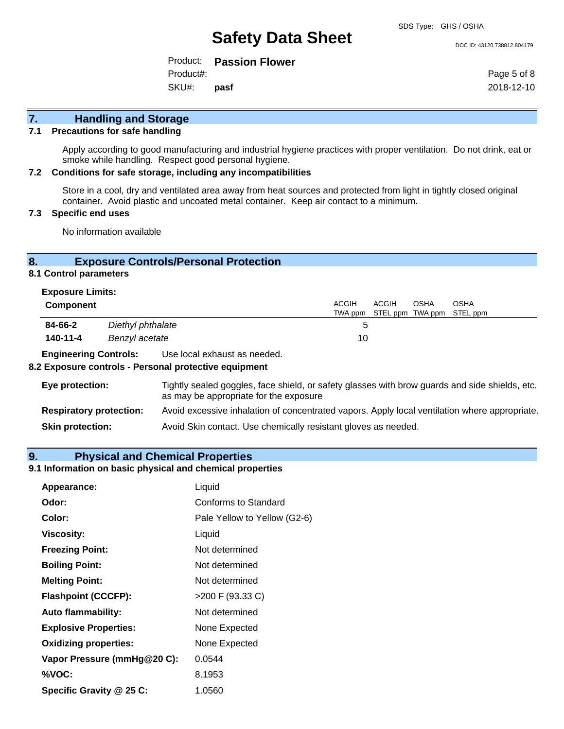## 7. Handling and Storage

### 7.1 Precautions for safe handling

Apply according to good manufacturing and industrial hygiene practices with proper ventilation. Do not drink, eat or smoke while handling. Respect good personal hygiene.

### 7.2 Conditions for safe storage, including any incompatibilities

Store in a cool, dry and ventilated area away from heat sources and protected from light in tightly closed original container. Avoid plastic and uncoated metal container. Keep air contact to a minimum.

### 7.3 Specific end uses

No information available

## 8. Exposure Controls/Personal Protection

### 8.1 Control parameters

**Exposure Limits:**

| Component | | ACGIH TWA ppm | ACGIH STEL ppm | OSHA TWA ppm | OSHA STEL ppm |
|---|---|---|---|---|---|
| **84-66-2** | *Diethyl phthalate* | 5 | | | |
| **140-11-4** | *Benzyl acetate* | 10 | | | |

**Engineering Controls:** Use local exhaust as needed.

### 8.2 Exposure controls - Personal protective equipment

**Eye protection:** Tightly sealed goggles, face shield, or safety glasses with brow guards and side shields, etc. as may be appropriate for the exposure

**Respiratory protection:** Avoid excessive inhalation of concentrated vapors. Apply local ventilation where appropriate.

**Skin protection:** Avoid Skin contact. Use chemically resistant gloves as needed.

## 9. Physical and Chemical Properties

### 9.1 Information on basic physical and chemical properties

| | |
|---|---|
| **Appearance:** | Liquid |
| **Odor:** | Conforms to Standard |
| **Color:** | Pale Yellow to Yellow (G2-6) |
| **Viscosity:** | Liquid |
| **Freezing Point:** | Not determined |
| **Boiling Point:** | Not determined |
| **Melting Point:** | Not determined |
| **Flashpoint (CCCFP):** | >200 F (93.33 C) |
| **Auto flammability:** | Not determined |
| **Explosive Properties:** | None Expected |
| **Oxidizing properties:** | None Expected |
| **Vapor Pressure (mmHg@20 C):** | 0.0544 |
| **%VOC:** | 8.1953 |
| **Specific Gravity @ 25 C:** | 1.0560 |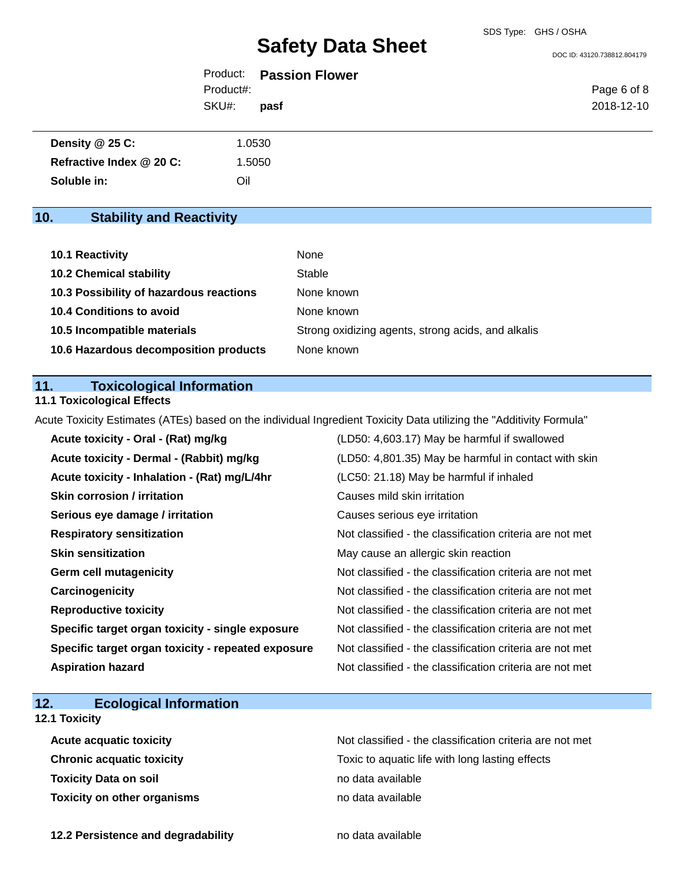| | |
|---|---|
| **Density @ 25 C:** | 1.0530 |
| **Refractive Index @ 20 C:** | 1.5050 |
| **Soluble in:** | Oil |

## 10. Stability and Reactivity

| | |
|---|---|
| **10.1 Reactivity** | None |
| **10.2 Chemical stability** | Stable |
| **10.3 Possibility of hazardous reactions** | None known |
| **10.4 Conditions to avoid** | None known |
| **10.5 Incompatible materials** | Strong oxidizing agents, strong acids, and alkalis |
| **10.6 Hazardous decomposition products** | None known |

## 11. Toxicological Information

### 11.1 Toxicological Effects

Acute Toxicity Estimates (ATEs) based on the individual Ingredient Toxicity Data utilizing the "Additivity Formula"

| | |
|---|---|
| **Acute toxicity - Oral - (Rat) mg/kg** | (LD50: 4,603.17) May be harmful if swallowed |
| **Acute toxicity - Dermal - (Rabbit) mg/kg** | (LD50: 4,801.35) May be harmful in contact with skin |
| **Acute toxicity - Inhalation - (Rat) mg/L/4hr** | (LC50: 21.18) May be harmful if inhaled |
| **Skin corrosion / irritation** | Causes mild skin irritation |
| **Serious eye damage / irritation** | Causes serious eye irritation |
| **Respiratory sensitization** | Not classified - the classification criteria are not met |
| **Skin sensitization** | May cause an allergic skin reaction |
| **Germ cell mutagenicity** | Not classified - the classification criteria are not met |
| **Carcinogenicity** | Not classified - the classification criteria are not met |
| **Reproductive toxicity** | Not classified - the classification criteria are not met |
| **Specific target organ toxicity - single exposure** | Not classified - the classification criteria are not met |
| **Specific target organ toxicity - repeated exposure** | Not classified - the classification criteria are not met |
| **Aspiration hazard** | Not classified - the classification criteria are not met |

## 12. Ecological Information

### 12.1 Toxicity

| | |
|---|---|
| **Acute acquatic toxicity** | Not classified - the classification criteria are not met |
| **Chronic acquatic toxicity** | Toxic to aquatic life with long lasting effects |
| **Toxicity Data on soil** | no data available |
| **Toxicity on other organisms** | no data available |

| | |
|---|---|
| **12.2 Persistence and degradability** | no data available |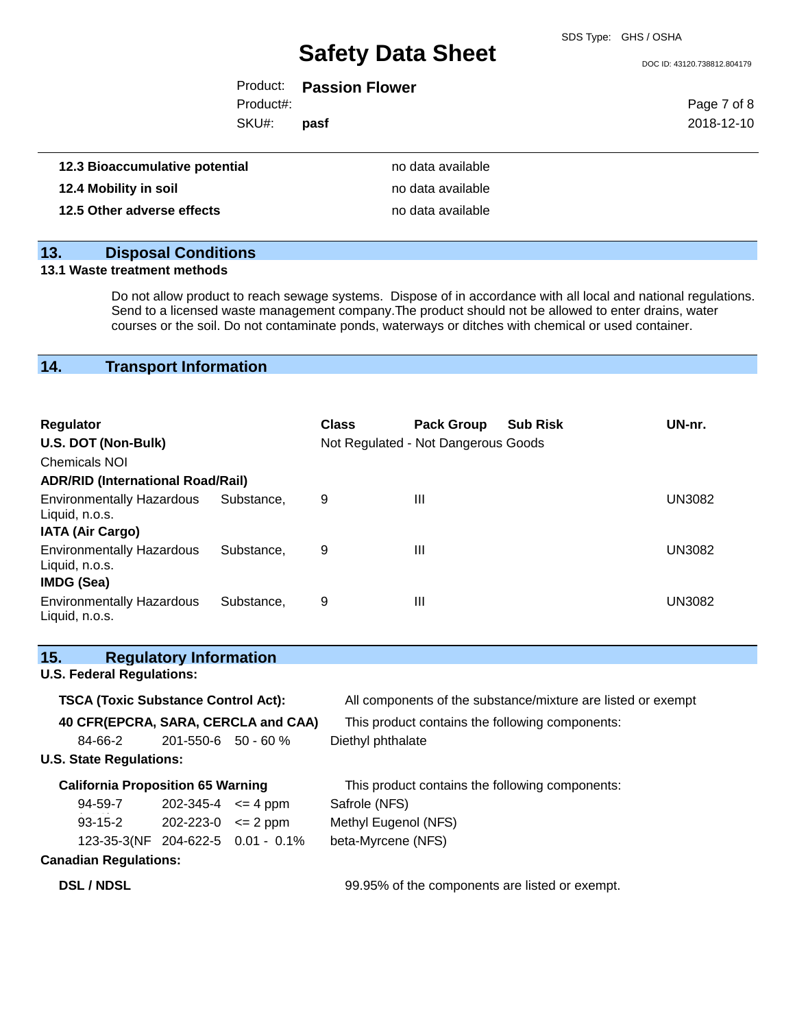| | |
|---|---|
| **12.3 Bioaccumulative potential** | no data available |
| **12.4 Mobility in soil** | no data available |
| **12.5 Other adverse effects** | no data available |

## 13. Disposal Conditions

### 13.1 Waste treatment methods

Do not allow product to reach sewage systems. Dispose of in accordance with all local and national regulations. Send to a licensed waste management company.The product should not be allowed to enter drains, water courses or the soil. Do not contaminate ponds, waterways or ditches with chemical or used container.

## 14. Transport Information

| Regulator | Class | Pack Group | Sub Risk | UN-nr. |
|---|---|---|---|---|
| **U.S. DOT (Non-Bulk)** | Not Regulated - Not Dangerous Goods | | | |
| Chemicals NOI | | | | |
| **ADR/RID (International Road/Rail)** | | | | |
| Environmentally Hazardous Substance, Liquid, n.o.s. | 9 | III | | UN3082 |
| **IATA (Air Cargo)** | | | | |
| Environmentally Hazardous Substance, Liquid, n.o.s. | 9 | III | | UN3082 |
| **IMDG (Sea)** | | | | |
| Environmentally Hazardous Substance, Liquid, n.o.s. | 9 | III | | UN3082 |

## 15. Regulatory Information

**U.S. Federal Regulations:**

**TSCA (Toxic Substance Control Act):** All components of the substance/mixture are listed or exempt

**40 CFR(EPCRA, SARA, CERCLA and CAA)** This product contains the following components:

| | | | |
|---|---|---|---|
| 84-66-2 | 201-550-6 | 50 - 60 % | Diethyl phthalate |

**U.S. State Regulations:**

**California Proposition 65 Warning** This product contains the following components:

| | | | |
|---|---|---|---|
| 94-59-7 | 202-345-4 | <= 4 ppm | Safrole (NFS) |
| 93-15-2 | 202-223-0 | <= 2 ppm | Methyl Eugenol (NFS) |
| 123-35-3(NF | 204-622-5 | 0.01 - 0.1% | beta-Myrcene (NFS) |

**Canadian Regulations:**

**DSL / NDSL** 99.95% of the components are listed or exempt.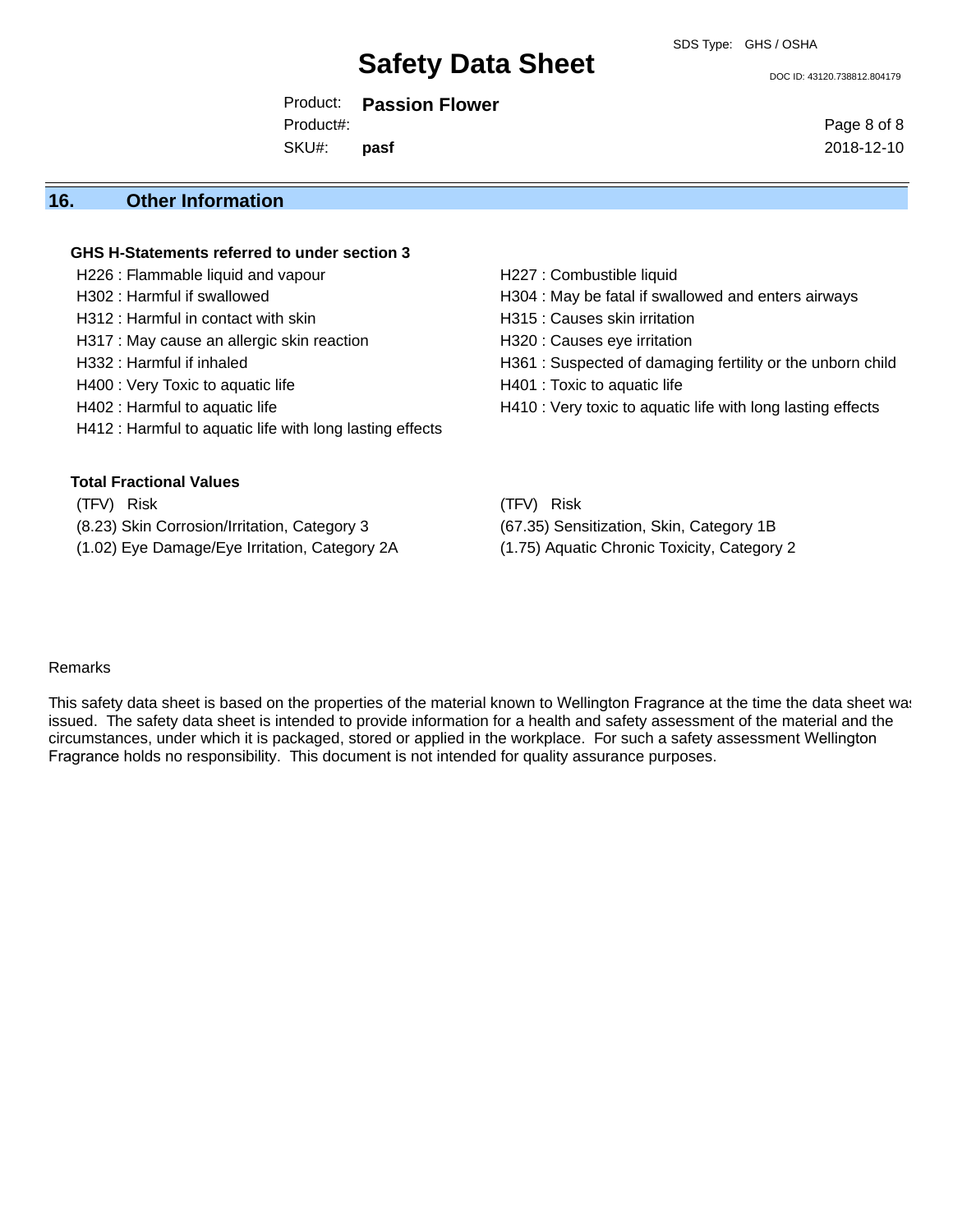## 16. Other Information

**GHS H-Statements referred to under section 3**

H226 : Flammable liquid and vapour
H302 : Harmful if swallowed
H312 : Harmful in contact with skin
H317 : May cause an allergic skin reaction
H332 : Harmful if inhaled
H400 : Very Toxic to aquatic life
H402 : Harmful to aquatic life
H412 : Harmful to aquatic life with long lasting effects
H227 : Combustible liquid
H304 : May be fatal if swallowed and enters airways
H315 : Causes skin irritation
H320 : Causes eye irritation
H361 : Suspected of damaging fertility or the unborn child
H401 : Toxic to aquatic life
H410 : Very toxic to aquatic life with long lasting effects

**Total Fractional Values**

| (TFV) | Risk |
|---|---|
| (8.23) | Skin Corrosion/Irritation, Category 3 |
| (1.02) | Eye Damage/Eye Irritation, Category 2A |
| (67.35) | Sensitization, Skin, Category 1B |
| (1.75) | Aquatic Chronic Toxicity, Category 2 |

Remarks

This safety data sheet is based on the properties of the material known to Wellington Fragrance at the time the data sheet was issued. The safety data sheet is intended to provide information for a health and safety assessment of the material and the circumstances, under which it is packaged, stored or applied in the workplace. For such a safety assessment Wellington Fragrance holds no responsibility. This document is not intended for quality assurance purposes.